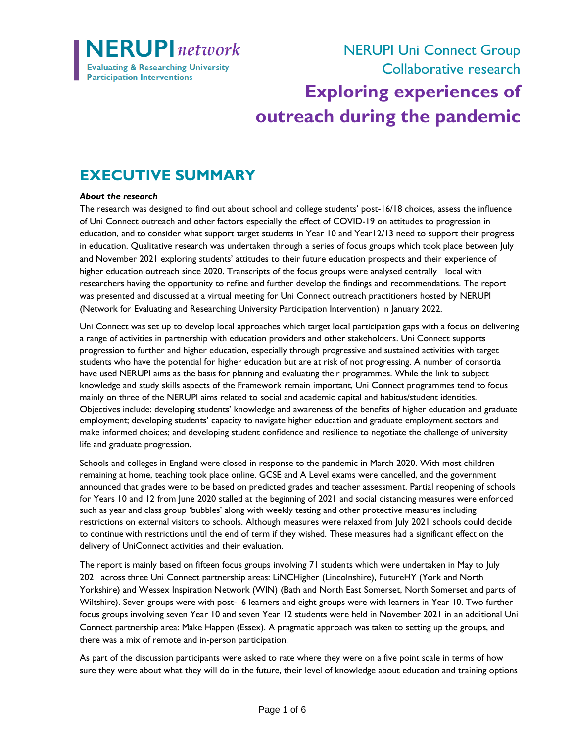NERUPI network
Evaluating & Researching University Participation Interventions

NERUPI Uni Connect Group
Collaborative research

# Exploring experiences of outreach during the pandemic

## EXECUTIVE SUMMARY

***About the research***

The research was designed to find out about school and college students' post-16/18 choices, assess the influence of Uni Connect outreach and other factors especially the effect of COVID-19 on attitudes to progression in education, and to consider what support target students in Year 10 and Year12/13 need to support their progress in education. Qualitative research was undertaken through a series of focus groups which took place between July and November 2021 exploring students' attitudes to their future education prospects and their experience of higher education outreach since 2020. Transcripts of the focus groups were analysed centrally local with researchers having the opportunity to refine and further develop the findings and recommendations. The report was presented and discussed at a virtual meeting for Uni Connect outreach practitioners hosted by NERUPI (Network for Evaluating and Researching University Participation Intervention) in January 2022.

Uni Connect was set up to develop local approaches which target local participation gaps with a focus on delivering a range of activities in partnership with education providers and other stakeholders. Uni Connect supports progression to further and higher education, especially through progressive and sustained activities with target students who have the potential for higher education but are at risk of not progressing. A number of consortia have used NERUPI aims as the basis for planning and evaluating their programmes. While the link to subject knowledge and study skills aspects of the Framework remain important, Uni Connect programmes tend to focus mainly on three of the NERUPI aims related to social and academic capital and habitus/student identities. Objectives include: developing students' knowledge and awareness of the benefits of higher education and graduate employment; developing students' capacity to navigate higher education and graduate employment sectors and make informed choices; and developing student confidence and resilience to negotiate the challenge of university life and graduate progression.

Schools and colleges in England were closed in response to the pandemic in March 2020. With most children remaining at home, teaching took place online. GCSE and A Level exams were cancelled, and the government announced that grades were to be based on predicted grades and teacher assessment. Partial reopening of schools for Years 10 and 12 from June 2020 stalled at the beginning of 2021 and social distancing measures were enforced such as year and class group 'bubbles' along with weekly testing and other protective measures including restrictions on external visitors to schools. Although measures were relaxed from July 2021 schools could decide to continue with restrictions until the end of term if they wished. These measures had a significant effect on the delivery of UniConnect activities and their evaluation.

The report is mainly based on fifteen focus groups involving 71 students which were undertaken in May to July 2021 across three Uni Connect partnership areas: LiNCHigher (Lincolnshire), FutureHY (York and North Yorkshire) and Wessex Inspiration Network (WIN) (Bath and North East Somerset, North Somerset and parts of Wiltshire). Seven groups were with post-16 learners and eight groups were with learners in Year 10. Two further focus groups involving seven Year 10 and seven Year 12 students were held in November 2021 in an additional Uni Connect partnership area: Make Happen (Essex). A pragmatic approach was taken to setting up the groups, and there was a mix of remote and in-person participation.

As part of the discussion participants were asked to rate where they were on a five point scale in terms of how sure they were about what they will do in the future, their level of knowledge about education and training options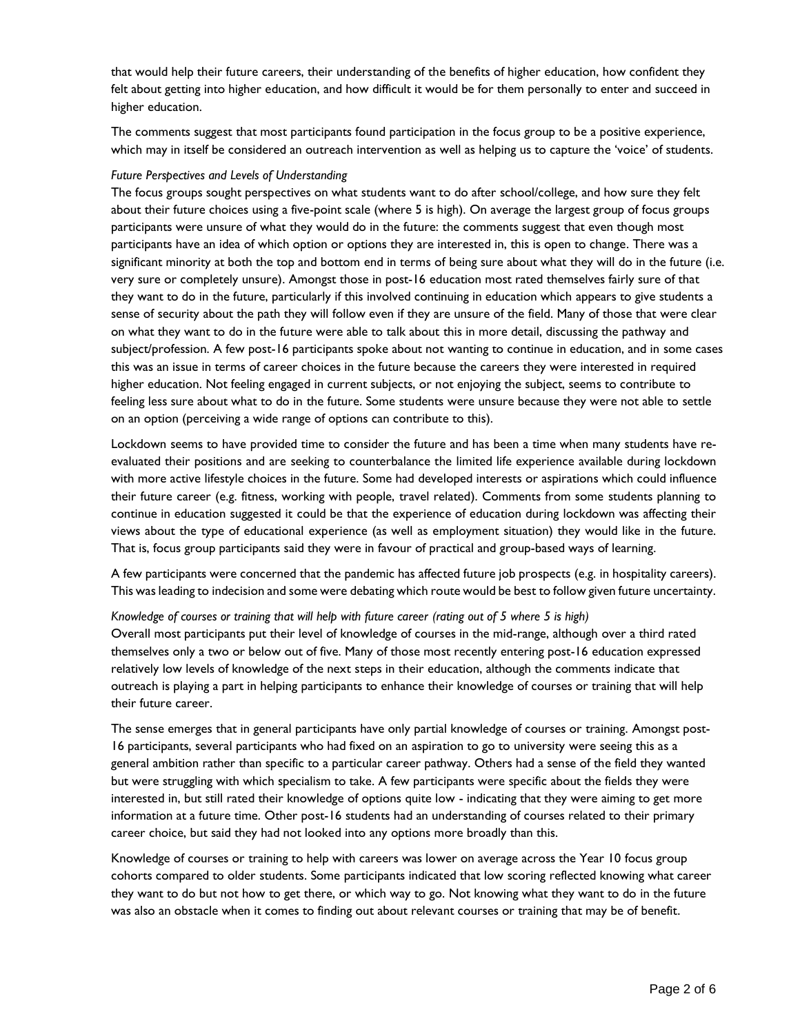that would help their future careers, their understanding of the benefits of higher education, how confident they felt about getting into higher education, and how difficult it would be for them personally to enter and succeed in higher education.

The comments suggest that most participants found participation in the focus group to be a positive experience, which may in itself be considered an outreach intervention as well as helping us to capture the 'voice' of students.

*Future Perspectives and Levels of Understanding*

The focus groups sought perspectives on what students want to do after school/college, and how sure they felt about their future choices using a five-point scale (where 5 is high). On average the largest group of focus groups participants were unsure of what they would do in the future: the comments suggest that even though most participants have an idea of which option or options they are interested in, this is open to change. There was a significant minority at both the top and bottom end in terms of being sure about what they will do in the future (i.e. very sure or completely unsure). Amongst those in post-16 education most rated themselves fairly sure of that they want to do in the future, particularly if this involved continuing in education which appears to give students a sense of security about the path they will follow even if they are unsure of the field. Many of those that were clear on what they want to do in the future were able to talk about this in more detail, discussing the pathway and subject/profession. A few post-16 participants spoke about not wanting to continue in education, and in some cases this was an issue in terms of career choices in the future because the careers they were interested in required higher education. Not feeling engaged in current subjects, or not enjoying the subject, seems to contribute to feeling less sure about what to do in the future. Some students were unsure because they were not able to settle on an option (perceiving a wide range of options can contribute to this).

Lockdown seems to have provided time to consider the future and has been a time when many students have re-evaluated their positions and are seeking to counterbalance the limited life experience available during lockdown with more active lifestyle choices in the future. Some had developed interests or aspirations which could influence their future career (e.g. fitness, working with people, travel related). Comments from some students planning to continue in education suggested it could be that the experience of education during lockdown was affecting their views about the type of educational experience (as well as employment situation) they would like in the future. That is, focus group participants said they were in favour of practical and group-based ways of learning.

A few participants were concerned that the pandemic has affected future job prospects (e.g. in hospitality careers). This was leading to indecision and some were debating which route would be best to follow given future uncertainty.

*Knowledge of courses or training that will help with future career (rating out of 5 where 5 is high)*

Overall most participants put their level of knowledge of courses in the mid-range, although over a third rated themselves only a two or below out of five. Many of those most recently entering post-16 education expressed relatively low levels of knowledge of the next steps in their education, although the comments indicate that outreach is playing a part in helping participants to enhance their knowledge of courses or training that will help their future career.

The sense emerges that in general participants have only partial knowledge of courses or training. Amongst post-16 participants, several participants who had fixed on an aspiration to go to university were seeing this as a general ambition rather than specific to a particular career pathway. Others had a sense of the field they wanted but were struggling with which specialism to take. A few participants were specific about the fields they were interested in, but still rated their knowledge of options quite low - indicating that they were aiming to get more information at a future time. Other post-16 students had an understanding of courses related to their primary career choice, but said they had not looked into any options more broadly than this.

Knowledge of courses or training to help with careers was lower on average across the Year 10 focus group cohorts compared to older students. Some participants indicated that low scoring reflected knowing what career they want to do but not how to get there, or which way to go. Not knowing what they want to do in the future was also an obstacle when it comes to finding out about relevant courses or training that may be of benefit.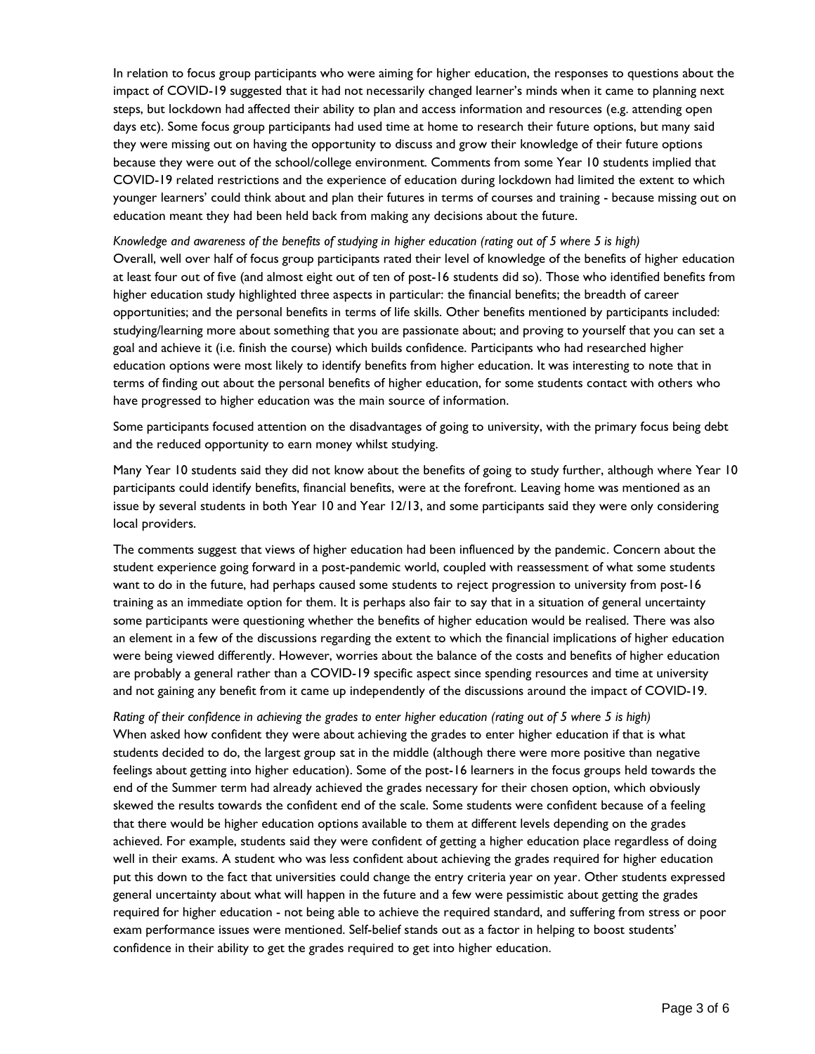In relation to focus group participants who were aiming for higher education, the responses to questions about the impact of COVID-19 suggested that it had not necessarily changed learner's minds when it came to planning next steps, but lockdown had affected their ability to plan and access information and resources (e.g. attending open days etc). Some focus group participants had used time at home to research their future options, but many said they were missing out on having the opportunity to discuss and grow their knowledge of their future options because they were out of the school/college environment. Comments from some Year 10 students implied that COVID-19 related restrictions and the experience of education during lockdown had limited the extent to which younger learners' could think about and plan their futures in terms of courses and training - because missing out on education meant they had been held back from making any decisions about the future.

*Knowledge and awareness of the benefits of studying in higher education (rating out of 5 where 5 is high)*

Overall, well over half of focus group participants rated their level of knowledge of the benefits of higher education at least four out of five (and almost eight out of ten of post-16 students did so). Those who identified benefits from higher education study highlighted three aspects in particular: the financial benefits; the breadth of career opportunities; and the personal benefits in terms of life skills. Other benefits mentioned by participants included: studying/learning more about something that you are passionate about; and proving to yourself that you can set a goal and achieve it (i.e. finish the course) which builds confidence. Participants who had researched higher education options were most likely to identify benefits from higher education. It was interesting to note that in terms of finding out about the personal benefits of higher education, for some students contact with others who have progressed to higher education was the main source of information.

Some participants focused attention on the disadvantages of going to university, with the primary focus being debt and the reduced opportunity to earn money whilst studying.

Many Year 10 students said they did not know about the benefits of going to study further, although where Year 10 participants could identify benefits, financial benefits, were at the forefront. Leaving home was mentioned as an issue by several students in both Year 10 and Year 12/13, and some participants said they were only considering local providers.

The comments suggest that views of higher education had been influenced by the pandemic. Concern about the student experience going forward in a post-pandemic world, coupled with reassessment of what some students want to do in the future, had perhaps caused some students to reject progression to university from post-16 training as an immediate option for them. It is perhaps also fair to say that in a situation of general uncertainty some participants were questioning whether the benefits of higher education would be realised. There was also an element in a few of the discussions regarding the extent to which the financial implications of higher education were being viewed differently. However, worries about the balance of the costs and benefits of higher education are probably a general rather than a COVID-19 specific aspect since spending resources and time at university and not gaining any benefit from it came up independently of the discussions around the impact of COVID-19.

*Rating of their confidence in achieving the grades to enter higher education (rating out of 5 where 5 is high)*

When asked how confident they were about achieving the grades to enter higher education if that is what students decided to do, the largest group sat in the middle (although there were more positive than negative feelings about getting into higher education). Some of the post-16 learners in the focus groups held towards the end of the Summer term had already achieved the grades necessary for their chosen option, which obviously skewed the results towards the confident end of the scale. Some students were confident because of a feeling that there would be higher education options available to them at different levels depending on the grades achieved. For example, students said they were confident of getting a higher education place regardless of doing well in their exams. A student who was less confident about achieving the grades required for higher education put this down to the fact that universities could change the entry criteria year on year. Other students expressed general uncertainty about what will happen in the future and a few were pessimistic about getting the grades required for higher education - not being able to achieve the required standard, and suffering from stress or poor exam performance issues were mentioned. Self-belief stands out as a factor in helping to boost students' confidence in their ability to get the grades required to get into higher education.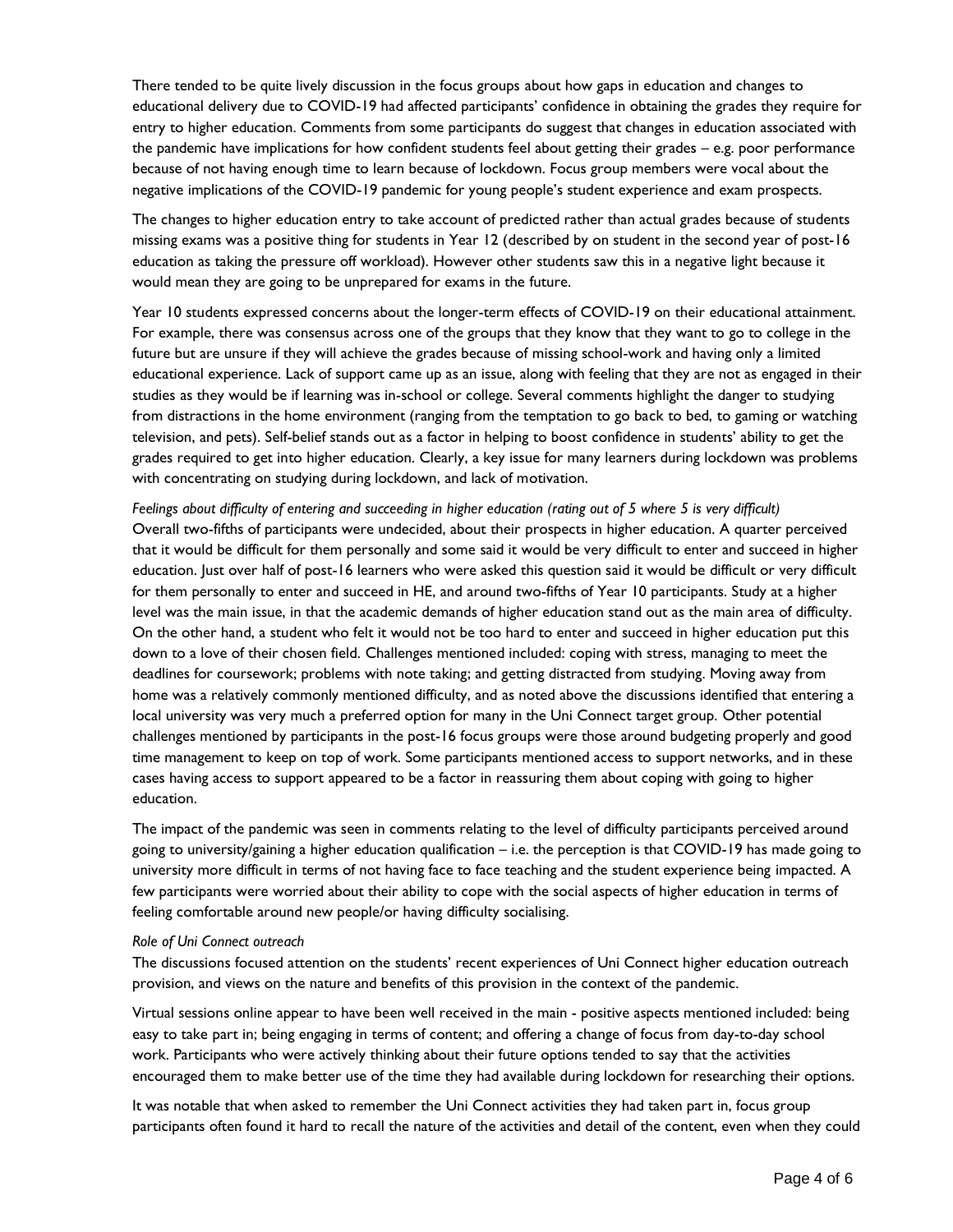There tended to be quite lively discussion in the focus groups about how gaps in education and changes to educational delivery due to COVID-19 had affected participants' confidence in obtaining the grades they require for entry to higher education. Comments from some participants do suggest that changes in education associated with the pandemic have implications for how confident students feel about getting their grades – e.g. poor performance because of not having enough time to learn because of lockdown. Focus group members were vocal about the negative implications of the COVID-19 pandemic for young people's student experience and exam prospects.

The changes to higher education entry to take account of predicted rather than actual grades because of students missing exams was a positive thing for students in Year 12 (described by on student in the second year of post-16 education as taking the pressure off workload). However other students saw this in a negative light because it would mean they are going to be unprepared for exams in the future.

Year 10 students expressed concerns about the longer-term effects of COVID-19 on their educational attainment. For example, there was consensus across one of the groups that they know that they want to go to college in the future but are unsure if they will achieve the grades because of missing school-work and having only a limited educational experience. Lack of support came up as an issue, along with feeling that they are not as engaged in their studies as they would be if learning was in-school or college. Several comments highlight the danger to studying from distractions in the home environment (ranging from the temptation to go back to bed, to gaming or watching television, and pets). Self-belief stands out as a factor in helping to boost confidence in students' ability to get the grades required to get into higher education. Clearly, a key issue for many learners during lockdown was problems with concentrating on studying during lockdown, and lack of motivation.

*Feelings about difficulty of entering and succeeding in higher education (rating out of 5 where 5 is very difficult)*

Overall two-fifths of participants were undecided, about their prospects in higher education. A quarter perceived that it would be difficult for them personally and some said it would be very difficult to enter and succeed in higher education. Just over half of post-16 learners who were asked this question said it would be difficult or very difficult for them personally to enter and succeed in HE, and around two-fifths of Year 10 participants. Study at a higher level was the main issue, in that the academic demands of higher education stand out as the main area of difficulty. On the other hand, a student who felt it would not be too hard to enter and succeed in higher education put this down to a love of their chosen field. Challenges mentioned included: coping with stress, managing to meet the deadlines for coursework; problems with note taking; and getting distracted from studying. Moving away from home was a relatively commonly mentioned difficulty, and as noted above the discussions identified that entering a local university was very much a preferred option for many in the Uni Connect target group. Other potential challenges mentioned by participants in the post-16 focus groups were those around budgeting properly and good time management to keep on top of work. Some participants mentioned access to support networks, and in these cases having access to support appeared to be a factor in reassuring them about coping with going to higher education.

The impact of the pandemic was seen in comments relating to the level of difficulty participants perceived around going to university/gaining a higher education qualification – i.e. the perception is that COVID-19 has made going to university more difficult in terms of not having face to face teaching and the student experience being impacted. A few participants were worried about their ability to cope with the social aspects of higher education in terms of feeling comfortable around new people/or having difficulty socialising.

*Role of Uni Connect outreach*

The discussions focused attention on the students' recent experiences of Uni Connect higher education outreach provision, and views on the nature and benefits of this provision in the context of the pandemic.

Virtual sessions online appear to have been well received in the main - positive aspects mentioned included: being easy to take part in; being engaging in terms of content; and offering a change of focus from day-to-day school work. Participants who were actively thinking about their future options tended to say that the activities encouraged them to make better use of the time they had available during lockdown for researching their options.

It was notable that when asked to remember the Uni Connect activities they had taken part in, focus group participants often found it hard to recall the nature of the activities and detail of the content, even when they could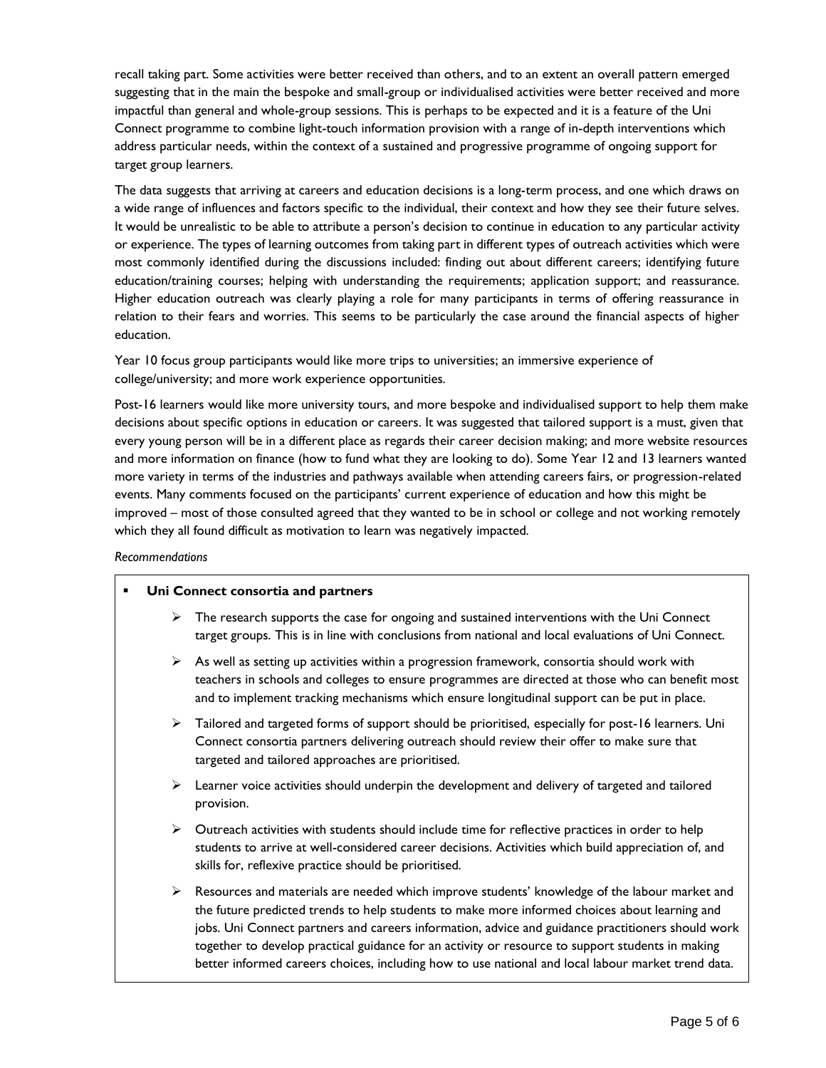recall taking part. Some activities were better received than others, and to an extent an overall pattern emerged suggesting that in the main the bespoke and small-group or individualised activities were better received and more impactful than general and whole-group sessions. This is perhaps to be expected and it is a feature of the Uni Connect programme to combine light-touch information provision with a range of in-depth interventions which address particular needs, within the context of a sustained and progressive programme of ongoing support for target group learners.

The data suggests that arriving at careers and education decisions is a long-term process, and one which draws on a wide range of influences and factors specific to the individual, their context and how they see their future selves. It would be unrealistic to be able to attribute a person's decision to continue in education to any particular activity or experience. The types of learning outcomes from taking part in different types of outreach activities which were most commonly identified during the discussions included: finding out about different careers; identifying future education/training courses; helping with understanding the requirements; application support; and reassurance. Higher education outreach was clearly playing a role for many participants in terms of offering reassurance in relation to their fears and worries. This seems to be particularly the case around the financial aspects of higher education.

Year 10 focus group participants would like more trips to universities; an immersive experience of college/university; and more work experience opportunities.

Post-16 learners would like more university tours, and more bespoke and individualised support to help them make decisions about specific options in education or careers. It was suggested that tailored support is a must, given that every young person will be in a different place as regards their career decision making; and more website resources and more information on finance (how to fund what they are looking to do). Some Year 12 and 13 learners wanted more variety in terms of the industries and pathways available when attending careers fairs, or progression-related events. Many comments focused on the participants' current experience of education and how this might be improved – most of those consulted agreed that they wanted to be in school or college and not working remotely which they all found difficult as motivation to learn was negatively impacted.

*Recommendations*

- **Uni Connect consortia and partners**
  - The research supports the case for ongoing and sustained interventions with the Uni Connect target groups. This is in line with conclusions from national and local evaluations of Uni Connect.
  - As well as setting up activities within a progression framework, consortia should work with teachers in schools and colleges to ensure programmes are directed at those who can benefit most and to implement tracking mechanisms which ensure longitudinal support can be put in place.
  - Tailored and targeted forms of support should be prioritised, especially for post-16 learners. Uni Connect consortia partners delivering outreach should review their offer to make sure that targeted and tailored approaches are prioritised.
  - Learner voice activities should underpin the development and delivery of targeted and tailored provision.
  - Outreach activities with students should include time for reflective practices in order to help students to arrive at well-considered career decisions. Activities which build appreciation of, and skills for, reflexive practice should be prioritised.
  - Resources and materials are needed which improve students' knowledge of the labour market and the future predicted trends to help students to make more informed choices about learning and jobs. Uni Connect partners and careers information, advice and guidance practitioners should work together to develop practical guidance for an activity or resource to support students in making better informed careers choices, including how to use national and local labour market trend data.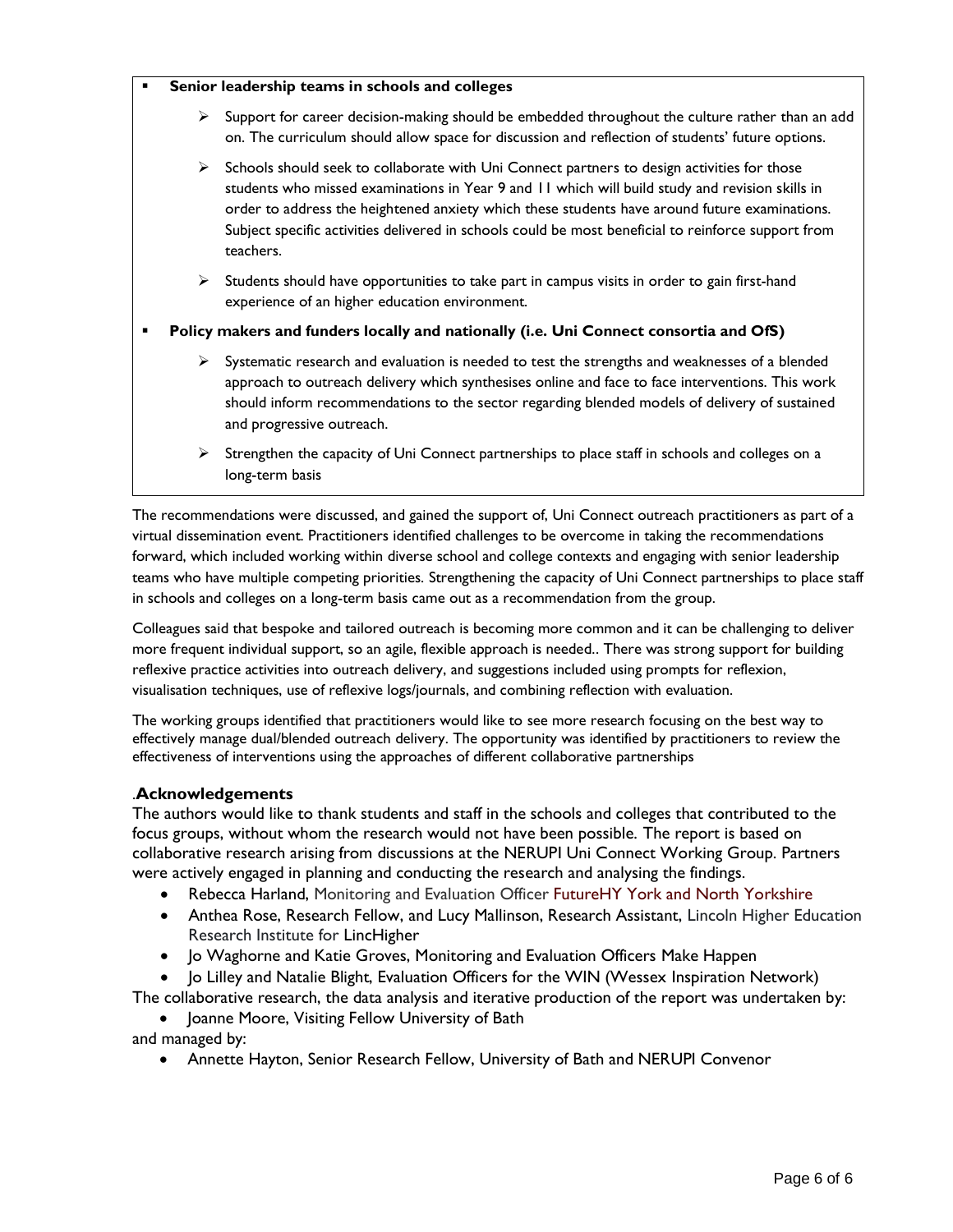- **Senior leadership teams in schools and colleges**
  - Support for career decision-making should be embedded throughout the culture rather than an add on. The curriculum should allow space for discussion and reflection of students' future options.
  - Schools should seek to collaborate with Uni Connect partners to design activities for those students who missed examinations in Year 9 and 11 which will build study and revision skills in order to address the heightened anxiety which these students have around future examinations. Subject specific activities delivered in schools could be most beneficial to reinforce support from teachers.
  - Students should have opportunities to take part in campus visits in order to gain first-hand experience of an higher education environment.
- **Policy makers and funders locally and nationally (i.e. Uni Connect consortia and OfS)**
  - Systematic research and evaluation is needed to test the strengths and weaknesses of a blended approach to outreach delivery which synthesises online and face to face interventions. This work should inform recommendations to the sector regarding blended models of delivery of sustained and progressive outreach.
  - Strengthen the capacity of Uni Connect partnerships to place staff in schools and colleges on a long-term basis

The recommendations were discussed, and gained the support of, Uni Connect outreach practitioners as part of a virtual dissemination event. Practitioners identified challenges to be overcome in taking the recommendations forward, which included working within diverse school and college contexts and engaging with senior leadership teams who have multiple competing priorities. Strengthening the capacity of Uni Connect partnerships to place staff in schools and colleges on a long-term basis came out as a recommendation from the group.

Colleagues said that bespoke and tailored outreach is becoming more common and it can be challenging to deliver more frequent individual support, so an agile, flexible approach is needed.. There was strong support for building reflexive practice activities into outreach delivery, and suggestions included using prompts for reflexion, visualisation techniques, use of reflexive logs/journals, and combining reflection with evaluation.

The working groups identified that practitioners would like to see more research focusing on the best way to effectively manage dual/blended outreach delivery. The opportunity was identified by practitioners to review the effectiveness of interventions using the approaches of different collaborative partnerships

.**Acknowledgements**

The authors would like to thank students and staff in the schools and colleges that contributed to the focus groups, without whom the research would not have been possible. The report is based on collaborative research arising from discussions at the NERUPI Uni Connect Working Group. Partners were actively engaged in planning and conducting the research and analysing the findings.

- Rebecca Harland, Monitoring and Evaluation Officer FutureHY York and North Yorkshire
- Anthea Rose, Research Fellow, and Lucy Mallinson, Research Assistant, Lincoln Higher Education Research Institute for LincHigher
- Jo Waghorne and Katie Groves, Monitoring and Evaluation Officers Make Happen
- Jo Lilley and Natalie Blight, Evaluation Officers for the WIN (Wessex Inspiration Network)

The collaborative research, the data analysis and iterative production of the report was undertaken by:

- Joanne Moore, Visiting Fellow University of Bath

and managed by:

- Annette Hayton, Senior Research Fellow, University of Bath and NERUPI Convenor